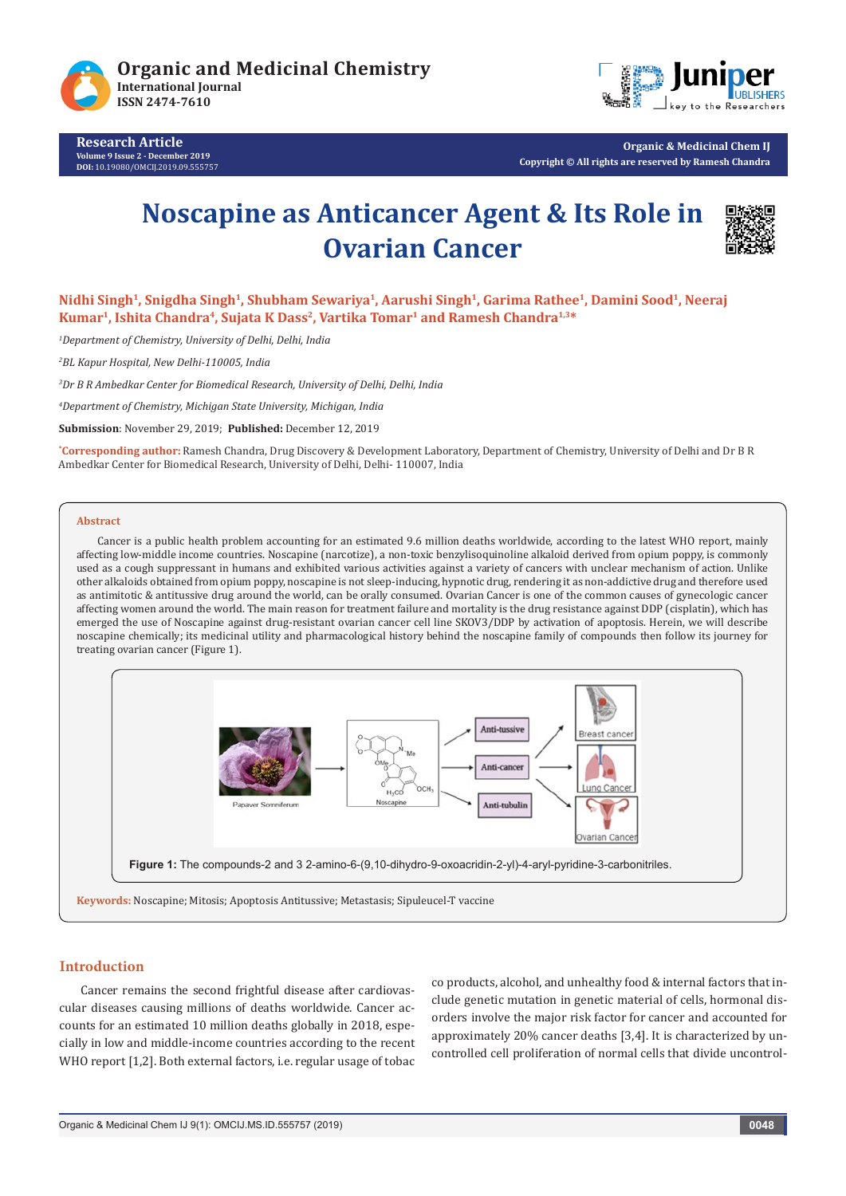Research Article
Volume 9 Issue 2 - December 2019
DOI: 10.19080/OMCIJ.2019.09.555757

Organic & Medicinal Chem IJ
Copyright © All rights are reserved by Ramesh Chandra

# Noscapine as Anticancer Agent & Its Role in Ovarian Cancer

**Nidhi Singh[1], Snigdha Singh[1], Shubham Sewariya[1], Aarushi Singh[1], Garima Rathee[1], Damini Sood[1], Neeraj Kumar[1], Ishita Chandra[4], Sujata K Dass[2], Vartika Tomar[1] and Ramesh Chandra[1,3]***

*[1]Department of Chemistry, University of Delhi, Delhi, India*

*[2]BL Kapur Hospital, New Delhi-110005, India*

*[3]Dr B R Ambedkar Center for Biomedical Research, University of Delhi, Delhi, India*

*[4]Department of Chemistry, Michigan State University, Michigan, India*

**Submission**: November 29, 2019; **Published:** December 12, 2019

***Corresponding author:** Ramesh Chandra, Drug Discovery & Development Laboratory, Department of Chemistry, University of Delhi and Dr B R Ambedkar Center for Biomedical Research, University of Delhi, Delhi- 110007, India

## Abstract

Cancer is a public health problem accounting for an estimated 9.6 million deaths worldwide, according to the latest WHO report, mainly affecting low-middle income countries. Noscapine (narcotize), a non-toxic benzylisoquinoline alkaloid derived from opium poppy, is commonly used as a cough suppressant in humans and exhibited various activities against a variety of cancers with unclear mechanism of action. Unlike other alkaloids obtained from opium poppy, noscapine is not sleep-inducing, hypnotic drug, rendering it as non-addictive drug and therefore used as antimitotic & antitussive drug around the world, can be orally consumed. Ovarian Cancer is one of the common causes of gynecologic cancer affecting women around the world. The main reason for treatment failure and mortality is the drug resistance against DDP (cisplatin), which has emerged the use of Noscapine against drug-resistant ovarian cancer cell line SKOV3/DDP by activation of apoptosis. Herein, we will describe noscapine chemically; its medicinal utility and pharmacological history behind the noscapine family of compounds then follow its journey for treating ovarian cancer (Figure 1).

**Figure 1:** The compounds-2 and 3 2-amino-6-(9,10-dihydro-9-oxoacridin-2-yl)-4-aryl-pyridine-3-carbonitriles.

**Keywords:** Noscapine; Mitosis; Apoptosis Antitussive; Metastasis; Sipuleucel-T vaccine

## Introduction

Cancer remains the second frightful disease after cardiovascular diseases causing millions of deaths worldwide. Cancer accounts for an estimated 10 million deaths globally in 2018, especially in low and middle-income countries according to the recent WHO report [1,2]. Both external factors, i.e. regular usage of tobacco products, alcohol, and unhealthy food & internal factors that include genetic mutation in genetic material of cells, hormonal disorders involve the major risk factor for cancer and accounted for approximately 20% cancer deaths [3,4]. It is characterized by uncontrolled cell proliferation of normal cells that divide uncontrol-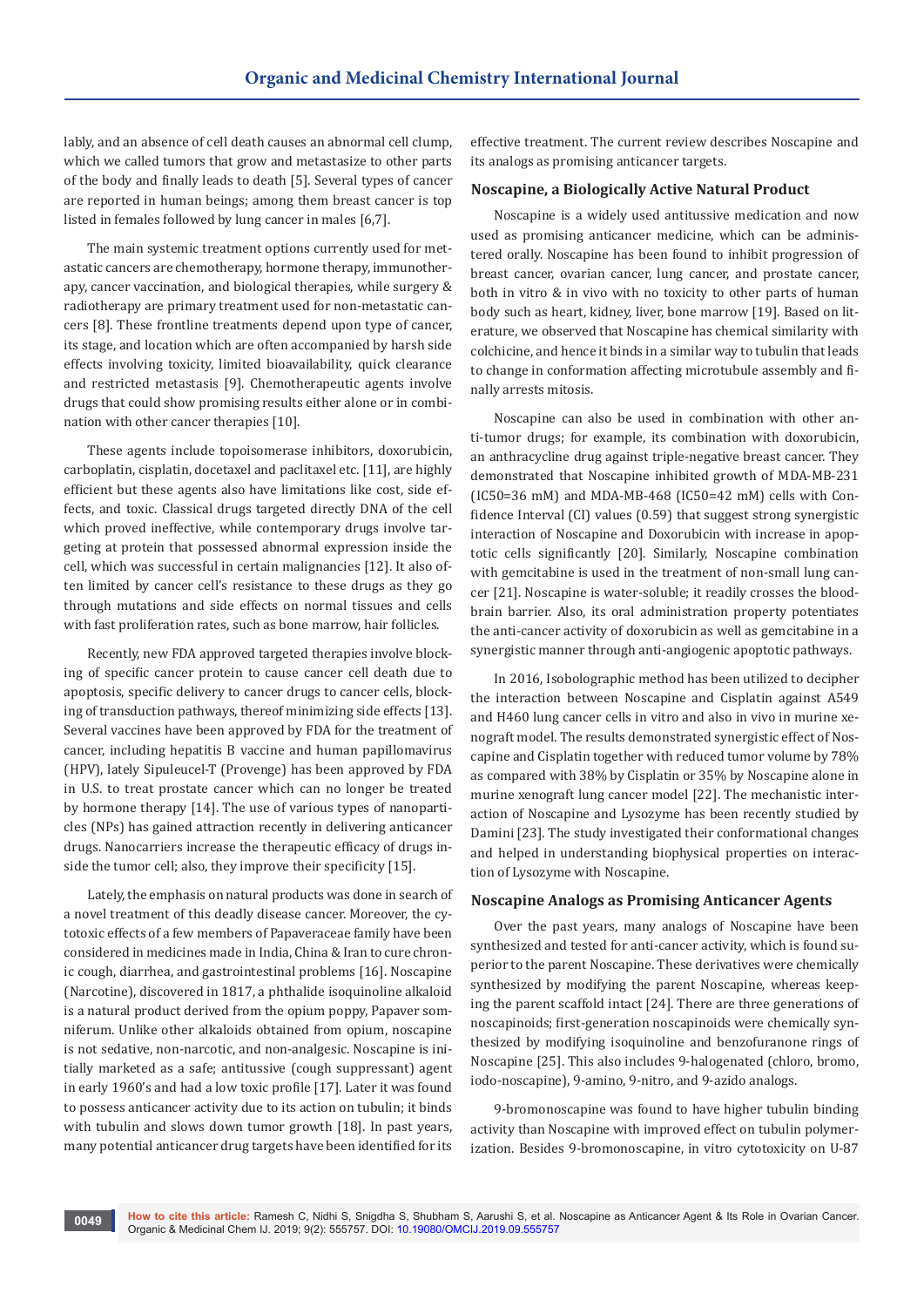lably, and an absence of cell death causes an abnormal cell clump, which we called tumors that grow and metastasize to other parts of the body and finally leads to death [5]. Several types of cancer are reported in human beings; among them breast cancer is top listed in females followed by lung cancer in males [6,7].

The main systemic treatment options currently used for metastatic cancers are chemotherapy, hormone therapy, immunotherapy, cancer vaccination, and biological therapies, while surgery & radiotherapy are primary treatment used for non-metastatic cancers [8]. These frontline treatments depend upon type of cancer, its stage, and location which are often accompanied by harsh side effects involving toxicity, limited bioavailability, quick clearance and restricted metastasis [9]. Chemotherapeutic agents involve drugs that could show promising results either alone or in combination with other cancer therapies [10].

These agents include topoisomerase inhibitors, doxorubicin, carboplatin, cisplatin, docetaxel and paclitaxel etc. [11], are highly efficient but these agents also have limitations like cost, side effects, and toxic. Classical drugs targeted directly DNA of the cell which proved ineffective, while contemporary drugs involve targeting at protein that possessed abnormal expression inside the cell, which was successful in certain malignancies [12]. It also often limited by cancer cell's resistance to these drugs as they go through mutations and side effects on normal tissues and cells with fast proliferation rates, such as bone marrow, hair follicles.

Recently, new FDA approved targeted therapies involve blocking of specific cancer protein to cause cancer cell death due to apoptosis, specific delivery to cancer drugs to cancer cells, blocking of transduction pathways, thereof minimizing side effects [13]. Several vaccines have been approved by FDA for the treatment of cancer, including hepatitis B vaccine and human papillomavirus (HPV), lately Sipuleucel-T (Provenge) has been approved by FDA in U.S. to treat prostate cancer which can no longer be treated by hormone therapy [14]. The use of various types of nanoparticles (NPs) has gained attraction recently in delivering anticancer drugs. Nanocarriers increase the therapeutic efficacy of drugs inside the tumor cell; also, they improve their specificity [15].

Lately, the emphasis on natural products was done in search of a novel treatment of this deadly disease cancer. Moreover, the cytotoxic effects of a few members of Papaveraceae family have been considered in medicines made in India, China & Iran to cure chronic cough, diarrhea, and gastrointestinal problems [16]. Noscapine (Narcotine), discovered in 1817, a phthalide isoquinoline alkaloid is a natural product derived from the opium poppy, Papaver somniferum. Unlike other alkaloids obtained from opium, noscapine is not sedative, non-narcotic, and non-analgesic. Noscapine is initially marketed as a safe; antitussive (cough suppressant) agent in early 1960's and had a low toxic profile [17]. Later it was found to possess anticancer activity due to its action on tubulin; it binds with tubulin and slows down tumor growth [18]. In past years, many potential anticancer drug targets have been identified for its effective treatment. The current review describes Noscapine and its analogs as promising anticancer targets.

## Noscapine, a Biologically Active Natural Product

Noscapine is a widely used antitussive medication and now used as promising anticancer medicine, which can be administered orally. Noscapine has been found to inhibit progression of breast cancer, ovarian cancer, lung cancer, and prostate cancer, both in vitro & in vivo with no toxicity to other parts of human body such as heart, kidney, liver, bone marrow [19]. Based on literature, we observed that Noscapine has chemical similarity with colchicine, and hence it binds in a similar way to tubulin that leads to change in conformation affecting microtubule assembly and finally arrests mitosis.

Noscapine can also be used in combination with other anti-tumor drugs; for example, its combination with doxorubicin, an anthracycline drug against triple-negative breast cancer. They demonstrated that Noscapine inhibited growth of MDA-MB-231 (IC50=36 mM) and MDA-MB-468 (IC50=42 mM) cells with Confidence Interval (CI) values (0.59) that suggest strong synergistic interaction of Noscapine and Doxorubicin with increase in apoptotic cells significantly [20]. Similarly, Noscapine combination with gemcitabine is used in the treatment of non-small lung cancer [21]. Noscapine is water-soluble; it readily crosses the blood-brain barrier. Also, its oral administration property potentiates the anti-cancer activity of doxorubicin as well as gemcitabine in a synergistic manner through anti-angiogenic apoptotic pathways.

In 2016, Isobolographic method has been utilized to decipher the interaction between Noscapine and Cisplatin against A549 and H460 lung cancer cells in vitro and also in vivo in murine xenograft model. The results demonstrated synergistic effect of Noscapine and Cisplatin together with reduced tumor volume by 78% as compared with 38% by Cisplatin or 35% by Noscapine alone in murine xenograft lung cancer model [22]. The mechanistic interaction of Noscapine and Lysozyme has been recently studied by Damini [23]. The study investigated their conformational changes and helped in understanding biophysical properties on interaction of Lysozyme with Noscapine.

## Noscapine Analogs as Promising Anticancer Agents

Over the past years, many analogs of Noscapine have been synthesized and tested for anti-cancer activity, which is found superior to the parent Noscapine. These derivatives were chemically synthesized by modifying the parent Noscapine, whereas keeping the parent scaffold intact [24]. There are three generations of noscapinoids; first-generation noscapinoids were chemically synthesized by modifying isoquinoline and benzofuranone rings of Noscapine [25]. This also includes 9-halogenated (chloro, bromo, iodo-noscapine), 9-amino, 9-nitro, and 9-azido analogs.

9-bromonoscapine was found to have higher tubulin binding activity than Noscapine with improved effect on tubulin polymerization. Besides 9-bromonoscapine, in vitro cytotoxicity on U-87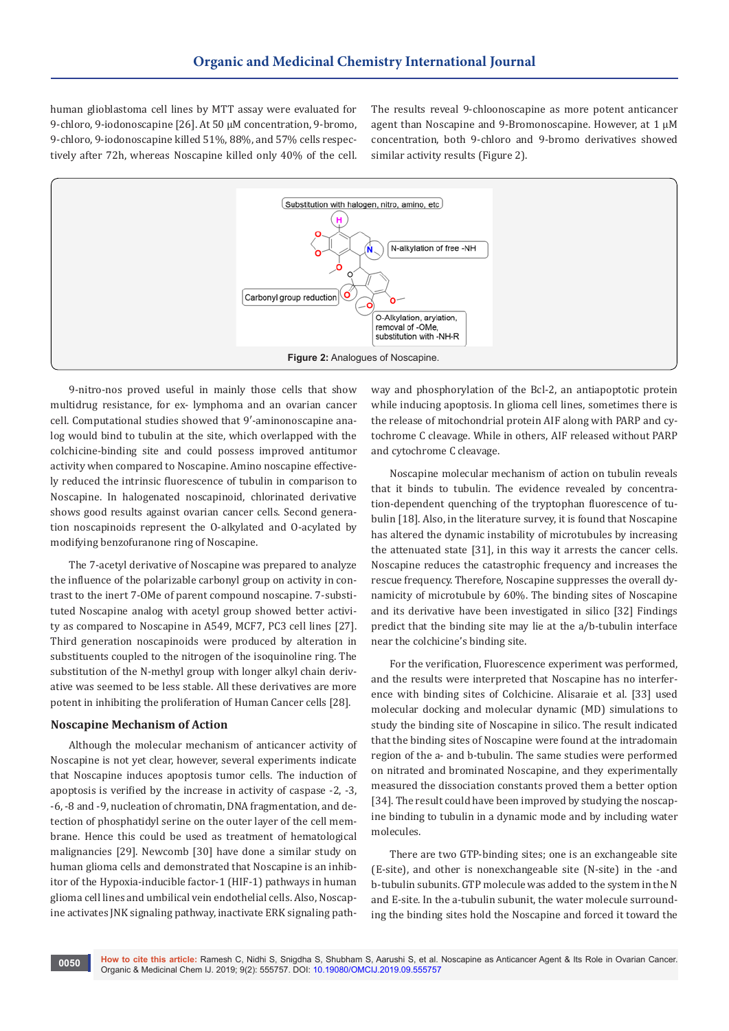human glioblastoma cell lines by MTT assay were evaluated for 9-chloro, 9-iodonoscapine [26]. At 50 µM concentration, 9-bromo, 9-chloro, 9-iodonoscapine killed 51%, 88%, and 57% cells respectively after 72h, whereas Noscapine killed only 40% of the cell. The results reveal 9-chloonoscapine as more potent anticancer agent than Noscapine and 9-Bromonoscapine. However, at 1 µM concentration, both 9-chloro and 9-bromo derivatives showed similar activity results (Figure 2).

Figure 2: Analogues of Noscapine.

9-nitro-nos proved useful in mainly those cells that show multidrug resistance, for ex- lymphoma and an ovarian cancer cell. Computational studies showed that 9′-aminonoscapine analog would bind to tubulin at the site, which overlapped with the colchicine-binding site and could possess improved antitumor activity when compared to Noscapine. Amino noscapine effectively reduced the intrinsic fluorescence of tubulin in comparison to Noscapine. In halogenated noscapinoid, chlorinated derivative shows good results against ovarian cancer cells. Second generation noscapinoids represent the O-alkylated and O-acylated by modifying benzofuranone ring of Noscapine.

The 7-acetyl derivative of Noscapine was prepared to analyze the influence of the polarizable carbonyl group on activity in contrast to the inert 7-OMe of parent compound noscapine. 7-substituted Noscapine analog with acetyl group showed better activity as compared to Noscapine in A549, MCF7, PC3 cell lines [27]. Third generation noscapinoids were produced by alteration in substituents coupled to the nitrogen of the isoquinoline ring. The substitution of the N-methyl group with longer alkyl chain derivative was seemed to be less stable. All these derivatives are more potent in inhibiting the proliferation of Human Cancer cells [28].

## Noscapine Mechanism of Action

Although the molecular mechanism of anticancer activity of Noscapine is not yet clear, however, several experiments indicate that Noscapine induces apoptosis tumor cells. The induction of apoptosis is verified by the increase in activity of caspase -2, -3, -6, -8 and -9, nucleation of chromatin, DNA fragmentation, and detection of phosphatidyl serine on the outer layer of the cell membrane. Hence this could be used as treatment of hematological malignancies [29]. Newcomb [30] have done a similar study on human glioma cells and demonstrated that Noscapine is an inhibitor of the Hypoxia-inducible factor-1 (HIF-1) pathways in human glioma cell lines and umbilical vein endothelial cells. Also, Noscapine activates JNK signaling pathway, inactivate ERK signaling pathway and phosphorylation of the Bcl-2, an antiapoptotic protein while inducing apoptosis. In glioma cell lines, sometimes there is the release of mitochondrial protein AIF along with PARP and cytochrome C cleavage. While in others, AIF released without PARP and cytochrome C cleavage.

Noscapine molecular mechanism of action on tubulin reveals that it binds to tubulin. The evidence revealed by concentration-dependent quenching of the tryptophan fluorescence of tubulin [18]. Also, in the literature survey, it is found that Noscapine has altered the dynamic instability of microtubules by increasing the attenuated state [31], in this way it arrests the cancer cells. Noscapine reduces the catastrophic frequency and increases the rescue frequency. Therefore, Noscapine suppresses the overall dynamicity of microtubule by 60%. The binding sites of Noscapine and its derivative have been investigated in silico [32] Findings predict that the binding site may lie at the a/b-tubulin interface near the colchicine's binding site.

For the verification, Fluorescence experiment was performed, and the results were interpreted that Noscapine has no interference with binding sites of Colchicine. Alisaraie et al. [33] used molecular docking and molecular dynamic (MD) simulations to study the binding site of Noscapine in silico. The result indicated that the binding sites of Noscapine were found at the intradomain region of the a- and b-tubulin. The same studies were performed on nitrated and brominated Noscapine, and they experimentally measured the dissociation constants proved them a better option [34]. The result could have been improved by studying the noscapine binding to tubulin in a dynamic mode and by including water molecules.

There are two GTP-binding sites; one is an exchangeable site (E-site), and other is nonexchangeable site (N-site) in the -and b-tubulin subunits. GTP molecule was added to the system in the N and E-site. In the a-tubulin subunit, the water molecule surrounding the binding sites hold the Noscapine and forced it toward the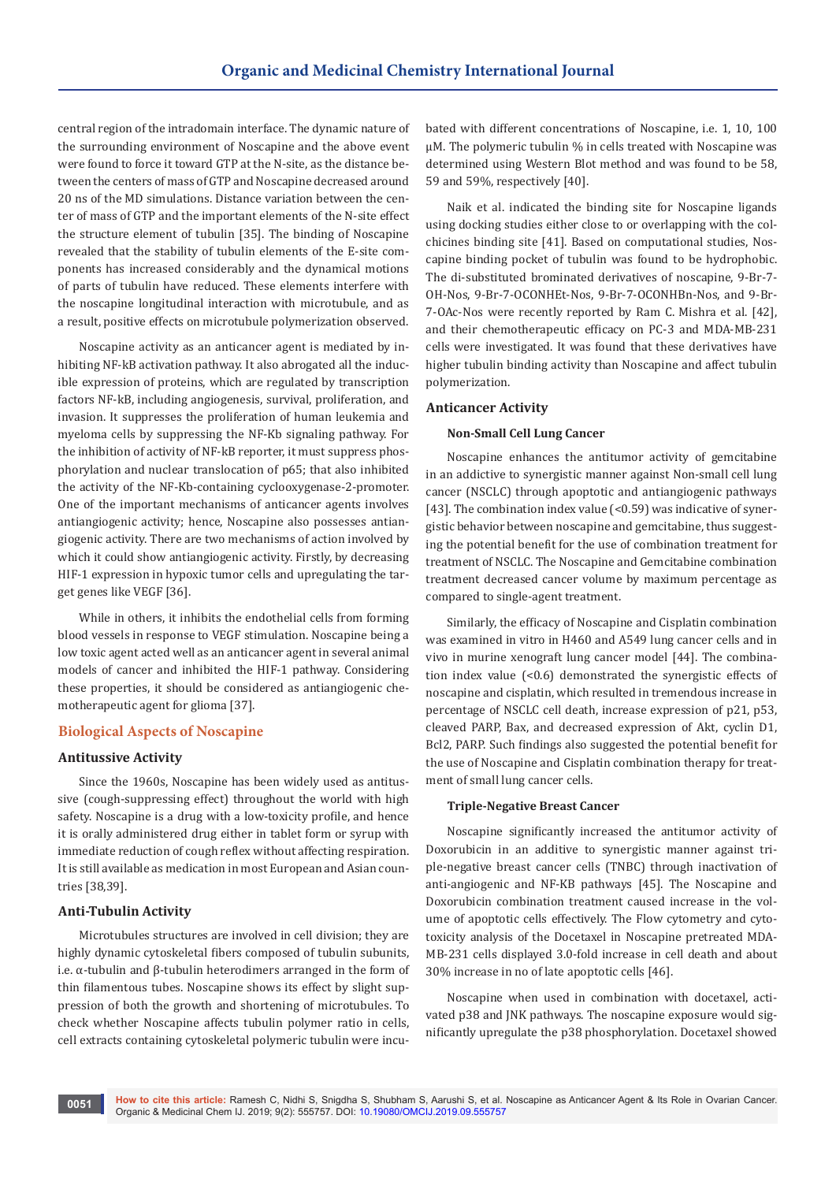central region of the intradomain interface. The dynamic nature of the surrounding environment of Noscapine and the above event were found to force it toward GTP at the N-site, as the distance between the centers of mass of GTP and Noscapine decreased around 20 ns of the MD simulations. Distance variation between the center of mass of GTP and the important elements of the N-site effect the structure element of tubulin [35]. The binding of Noscapine revealed that the stability of tubulin elements of the E-site components has increased considerably and the dynamical motions of parts of tubulin have reduced. These elements interfere with the noscapine longitudinal interaction with microtubule, and as a result, positive effects on microtubule polymerization observed.

Noscapine activity as an anticancer agent is mediated by inhibiting NF-kB activation pathway. It also abrogated all the inducible expression of proteins, which are regulated by transcription factors NF-kB, including angiogenesis, survival, proliferation, and invasion. It suppresses the proliferation of human leukemia and myeloma cells by suppressing the NF-Kb signaling pathway. For the inhibition of activity of NF-kB reporter, it must suppress phosphorylation and nuclear translocation of p65; that also inhibited the activity of the NF-Kb-containing cyclooxygenase-2-promoter. One of the important mechanisms of anticancer agents involves antiangiogenic activity; hence, Noscapine also possesses antiangiogenic activity. There are two mechanisms of action involved by which it could show antiangiogenic activity. Firstly, by decreasing HIF-1 expression in hypoxic tumor cells and upregulating the target genes like VEGF [36].

While in others, it inhibits the endothelial cells from forming blood vessels in response to VEGF stimulation. Noscapine being a low toxic agent acted well as an anticancer agent in several animal models of cancer and inhibited the HIF-1 pathway. Considering these properties, it should be considered as antiangiogenic chemotherapeutic agent for glioma [37].

## Biological Aspects of Noscapine

### Antitussive Activity

Since the 1960s, Noscapine has been widely used as antitussive (cough-suppressing effect) throughout the world with high safety. Noscapine is a drug with a low-toxicity profile, and hence it is orally administered drug either in tablet form or syrup with immediate reduction of cough reflex without affecting respiration. It is still available as medication in most European and Asian countries [38,39].

### Anti-Tubulin Activity

Microtubules structures are involved in cell division; they are highly dynamic cytoskeletal fibers composed of tubulin subunits, i.e. α-tubulin and β-tubulin heterodimers arranged in the form of thin filamentous tubes. Noscapine shows its effect by slight suppression of both the growth and shortening of microtubules. To check whether Noscapine affects tubulin polymer ratio in cells, cell extracts containing cytoskeletal polymeric tubulin were incubated with different concentrations of Noscapine, i.e. 1, 10, 100 μM. The polymeric tubulin % in cells treated with Noscapine was determined using Western Blot method and was found to be 58, 59 and 59%, respectively [40].

Naik et al. indicated the binding site for Noscapine ligands using docking studies either close to or overlapping with the colchicines binding site [41]. Based on computational studies, Noscapine binding pocket of tubulin was found to be hydrophobic. The di-substituted brominated derivatives of noscapine, 9-Br-7-OH-Nos, 9-Br-7-OCONHEt-Nos, 9-Br-7-OCONHBn-Nos, and 9-Br-7-OAc-Nos were recently reported by Ram C. Mishra et al. [42], and their chemotherapeutic efficacy on PC-3 and MDA-MB-231 cells were investigated. It was found that these derivatives have higher tubulin binding activity than Noscapine and affect tubulin polymerization.

### Anticancer Activity

#### Non-Small Cell Lung Cancer

Noscapine enhances the antitumor activity of gemcitabine in an addictive to synergistic manner against Non-small cell lung cancer (NSCLC) through apoptotic and antiangiogenic pathways [43]. The combination index value (<0.59) was indicative of synergistic behavior between noscapine and gemcitabine, thus suggesting the potential benefit for the use of combination treatment for treatment of NSCLC. The Noscapine and Gemcitabine combination treatment decreased cancer volume by maximum percentage as compared to single-agent treatment.

Similarly, the efficacy of Noscapine and Cisplatin combination was examined in vitro in H460 and A549 lung cancer cells and in vivo in murine xenograft lung cancer model [44]. The combination index value (<0.6) demonstrated the synergistic effects of noscapine and cisplatin, which resulted in tremendous increase in percentage of NSCLC cell death, increase expression of p21, p53, cleaved PARP, Bax, and decreased expression of Akt, cyclin D1, Bcl2, PARP. Such findings also suggested the potential benefit for the use of Noscapine and Cisplatin combination therapy for treatment of small lung cancer cells.

#### Triple-Negative Breast Cancer

Noscapine significantly increased the antitumor activity of Doxorubicin in an additive to synergistic manner against triple-negative breast cancer cells (TNBC) through inactivation of anti-angiogenic and NF-KB pathways [45]. The Noscapine and Doxorubicin combination treatment caused increase in the volume of apoptotic cells effectively. The Flow cytometry and cytotoxicity analysis of the Docetaxel in Noscapine pretreated MDA-MB-231 cells displayed 3.0-fold increase in cell death and about 30% increase in no of late apoptotic cells [46].

Noscapine when used in combination with docetaxel, activated p38 and JNK pathways. The noscapine exposure would significantly upregulate the p38 phosphorylation. Docetaxel showed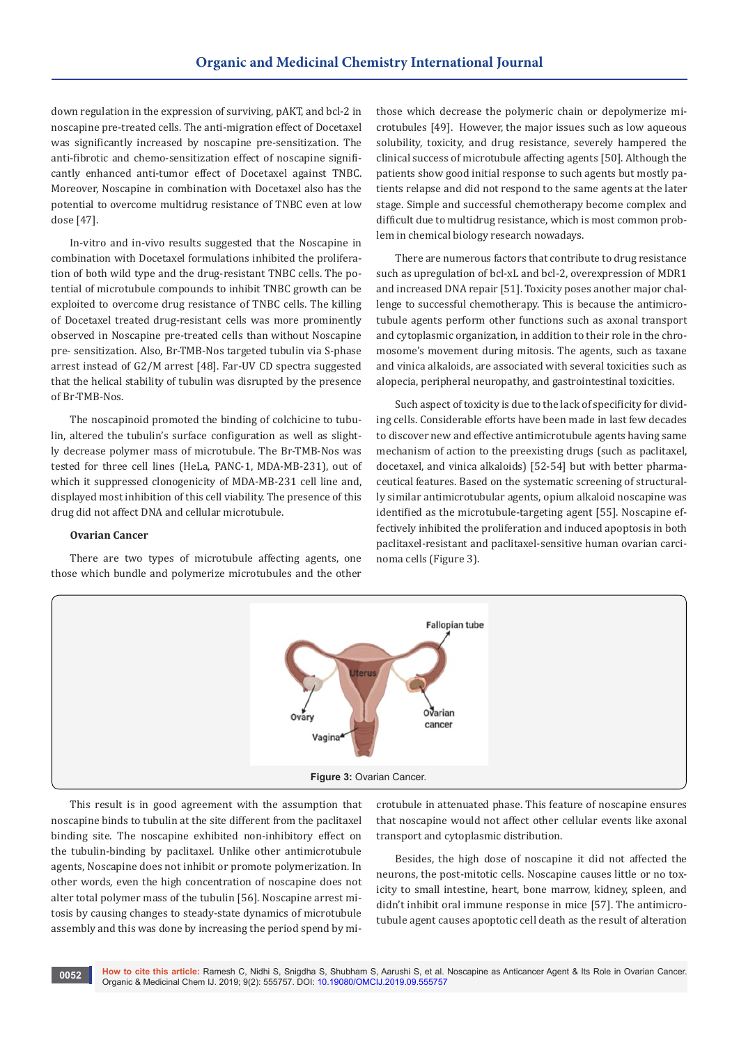down regulation in the expression of surviving, pAKT, and bcl-2 in noscapine pre-treated cells. The anti-migration effect of Docetaxel was significantly increased by noscapine pre-sensitization. The anti-fibrotic and chemo-sensitization effect of noscapine significantly enhanced anti-tumor effect of Docetaxel against TNBC. Moreover, Noscapine in combination with Docetaxel also has the potential to overcome multidrug resistance of TNBC even at low dose [47].

In-vitro and in-vivo results suggested that the Noscapine in combination with Docetaxel formulations inhibited the proliferation of both wild type and the drug-resistant TNBC cells. The potential of microtubule compounds to inhibit TNBC growth can be exploited to overcome drug resistance of TNBC cells. The killing of Docetaxel treated drug-resistant cells was more prominently observed in Noscapine pre-treated cells than without Noscapine pre- sensitization. Also, Br-TMB-Nos targeted tubulin via S-phase arrest instead of G2/M arrest [48]. Far-UV CD spectra suggested that the helical stability of tubulin was disrupted by the presence of Br-TMB-Nos.

The noscapinoid promoted the binding of colchicine to tubulin, altered the tubulin's surface configuration as well as slightly decrease polymer mass of microtubule. The Br-TMB-Nos was tested for three cell lines (HeLa, PANC-1, MDA-MB-231), out of which it suppressed clonogenicity of MDA-MB-231 cell line and, displayed most inhibition of this cell viability. The presence of this drug did not affect DNA and cellular microtubule.

### Ovarian Cancer

There are two types of microtubule affecting agents, one those which bundle and polymerize microtubules and the other those which decrease the polymeric chain or depolymerize microtubules [49]. However, the major issues such as low aqueous solubility, toxicity, and drug resistance, severely hampered the clinical success of microtubule affecting agents [50]. Although the patients show good initial response to such agents but mostly patients relapse and did not respond to the same agents at the later stage. Simple and successful chemotherapy become complex and difficult due to multidrug resistance, which is most common problem in chemical biology research nowadays.

There are numerous factors that contribute to drug resistance such as upregulation of bcl-xL and bcl-2, overexpression of MDR1 and increased DNA repair [51]. Toxicity poses another major challenge to successful chemotherapy. This is because the antimicrotubule agents perform other functions such as axonal transport and cytoplasmic organization, in addition to their role in the chromosome's movement during mitosis. The agents, such as taxane and vinica alkaloids, are associated with several toxicities such as alopecia, peripheral neuropathy, and gastrointestinal toxicities.

Such aspect of toxicity is due to the lack of specificity for dividing cells. Considerable efforts have been made in last few decades to discover new and effective antimicrotubule agents having same mechanism of action to the preexisting drugs (such as paclitaxel, docetaxel, and vinica alkaloids) [52-54] but with better pharmaceutical features. Based on the systematic screening of structurally similar antimicrotubular agents, opium alkaloid noscapine was identified as the microtubule-targeting agent [55]. Noscapine effectively inhibited the proliferation and induced apoptosis in both paclitaxel-resistant and paclitaxel-sensitive human ovarian carcinoma cells (Figure 3).

**Figure 3:** Ovarian Cancer.

This result is in good agreement with the assumption that noscapine binds to tubulin at the site different from the paclitaxel binding site. The noscapine exhibited non-inhibitory effect on the tubulin-binding by paclitaxel. Unlike other antimicrotubule agents, Noscapine does not inhibit or promote polymerization. In other words, even the high concentration of noscapine does not alter total polymer mass of the tubulin [56]. Noscapine arrest mitosis by causing changes to steady-state dynamics of microtubule assembly and this was done by increasing the period spend by microtubule in attenuated phase. This feature of noscapine ensures that noscapine would not affect other cellular events like axonal transport and cytoplasmic distribution.

Besides, the high dose of noscapine it did not affected the neurons, the post-mitotic cells. Noscapine causes little or no toxicity to small intestine, heart, bone marrow, kidney, spleen, and didn't inhibit oral immune response in mice [57]. The antimicrotubule agent causes apoptotic cell death as the result of alteration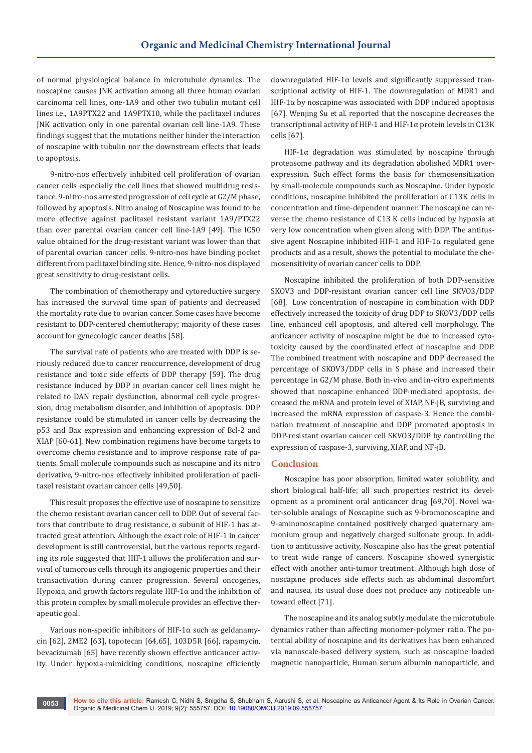of normal physiological balance in microtubule dynamics. The noscapine causes JNK activation among all three human ovarian carcinoma cell lines, one-1A9 and other two tubulin mutant cell lines i.e., 1A9PTX22 and 1A9PTX10, while the paclitaxel induces JNK activation only in one parental ovarian cell line-1A9. These findings suggest that the mutations neither hinder the interaction of noscapine with tubulin nor the downstream effects that leads to apoptosis.

9-nitro-nos effectively inhibited cell proliferation of ovarian cancer cells especially the cell lines that showed multidrug resistance. 9-nitro-nos arrested progression of cell cycle at G2/M phase, followed by apoptosis. Nitro analog of Noscapine was found to be more effective against paclitaxel resistant variant 1A9/PTX22 than over parental ovarian cancer cell line-1A9 [49]. The IC50 value obtained for the drug-resistant variant was lower than that of parental ovarian cancer cells. 9-nitro-nos have binding pocket different from paclitaxel binding site. Hence, 9-nitro-nos displayed great sensitivity to drug-resistant cells.

The combination of chemotherapy and cytoreductive surgery has increased the survival time span of patients and decreased the mortality rate due to ovarian cancer. Some cases have become resistant to DDP-centered chemotherapy; majority of these cases account for gynecologic cancer deaths [58].

The survival rate of patients who are treated with DDP is seriously reduced due to cancer reoccurrence, development of drug resistance and toxic side effects of DDP therapy [59]. The drug resistance induced by DDP in ovarian cancer cell lines might be related to DAN repair dysfunction, abnormal cell cycle progression, drug metabolism disorder, and inhibition of apoptosis. DDP resistance could be stimulated in cancer cells by decreasing the p53 and Bax expression and enhancing expression of Bcl-2 and XIAP [60-61]. New combination regimens have become targets to overcome chemo resistance and to improve response rate of patients. Small molecule compounds such as noscapine and its nitro derivative, 9-nitro-nos effectively inhibited proliferation of paclitaxel resistant ovarian cancer cells [49,50].

This result proposes the effective use of noscapine to sensitize the chemo resistant ovarian cancer cell to DDP. Out of several factors that contribute to drug resistance, α subunit of HIF-1 has attracted great attention. Although the exact role of HIF-1 in cancer development is still controversial, but the various reports regarding its role suggested that HIF-1 allows the proliferation and survival of tumorous cells through its angiogenic properties and their transactivation during cancer progression. Several oncogenes, Hypoxia, and growth factors regulate HIF-1α and the inhibition of this protein complex by small molecule provides an effective therapeutic goal.

Various non-specific inhibitors of HIF-1α such as geldanamycin [62], 2ME2 [63], topotecan [64,65], 103D5R [66], rapamycin, bevacizumab [65] have recently shown effective anticancer activity. Under hypoxia-mimicking conditions, noscapine efficiently downregulated HIF-1α levels and significantly suppressed transcriptional activity of HIF-1. The downregulation of MDR1 and HIF-1α by noscapine was associated with DDP induced apoptosis [67]. Wenjing Su et al. reported that the noscapine decreases the transcriptional activity of HIF-1 and HIF-1α protein levels in C13K cells [67].

HIF-1α degradation was stimulated by noscapine through proteasome pathway and its degradation abolished MDR1 overexpression. Such effect forms the basis for chemosensitization by small-molecule compounds such as Noscapine. Under hypoxic conditions, noscapine inhibited the proliferation of C13K cells in concentration and time-dependent manner. The noscapine can reverse the chemo resistance of C13 K cells induced by hypoxia at very low concentration when given along with DDP. The antitussive agent Noscapine inhibited HIF-1 and HIF-1α regulated gene products and as a result, shows the potential to modulate the chemosensitivity of ovarian cancer cells to DDP.

Noscapine inhibited the proliferation of both DDP-sensitive SKOV3 and DDP-resistant ovarian cancer cell line SKVO3/DDP [68]. Low concentration of noscapine in combination with DDP effectively increased the toxicity of drug DDP to SKOV3/DDP cells line, enhanced cell apoptosis, and altered cell morphology. The anticancer activity of noscapine might be due to increased cytotoxicity caused by the coordinated effect of noscapine and DDP. The combined treatment with noscapine and DDP decreased the percentage of SKOV3/DDP cells in S phase and increased their percentage in G2/M phase. Both in-vivo and in-vitro experiments showed that noscapine enhanced DDP-mediated apoptosis, decreased the mRNA and protein level of XIAP, NF-jB, surviving and increased the mRNA expression of caspase-3. Hence the combination treatment of noscapine and DDP promoted apoptosis in DDP-resistant ovarian cancer cell SKVO3/DDP by controlling the expression of caspase-3, surviving, XIAP, and NF-jB.

## Conclusion

Noscapine has poor absorption, limited water solubility, and short biological half-life; all such properties restrict its development as a prominent oral anticancer drug [69,70]. Novel water-soluble analogs of Noscapine such as 9-bromonoscapine and 9-aminonoscapine contained positively charged quaternary ammonium group and negatively charged sulfonate group. In addition to antitussive activity, Noscapine also has the great potential to treat wide range of cancers. Noscapine showed synergistic effect with another anti-tumor treatment. Although high dose of noscapine produces side effects such as abdominal discomfort and nausea, its usual dose does not produce any noticeable untoward effect [71].

The noscapine and its analog subtly modulate the microtubule dynamics rather than affecting monomer-polymer ratio. The potential ability of noscapine and its derivatives has been enhanced via nanoscale-based delivery system, such as noscapine loaded magnetic nanoparticle, Human serum albumin nanoparticle, and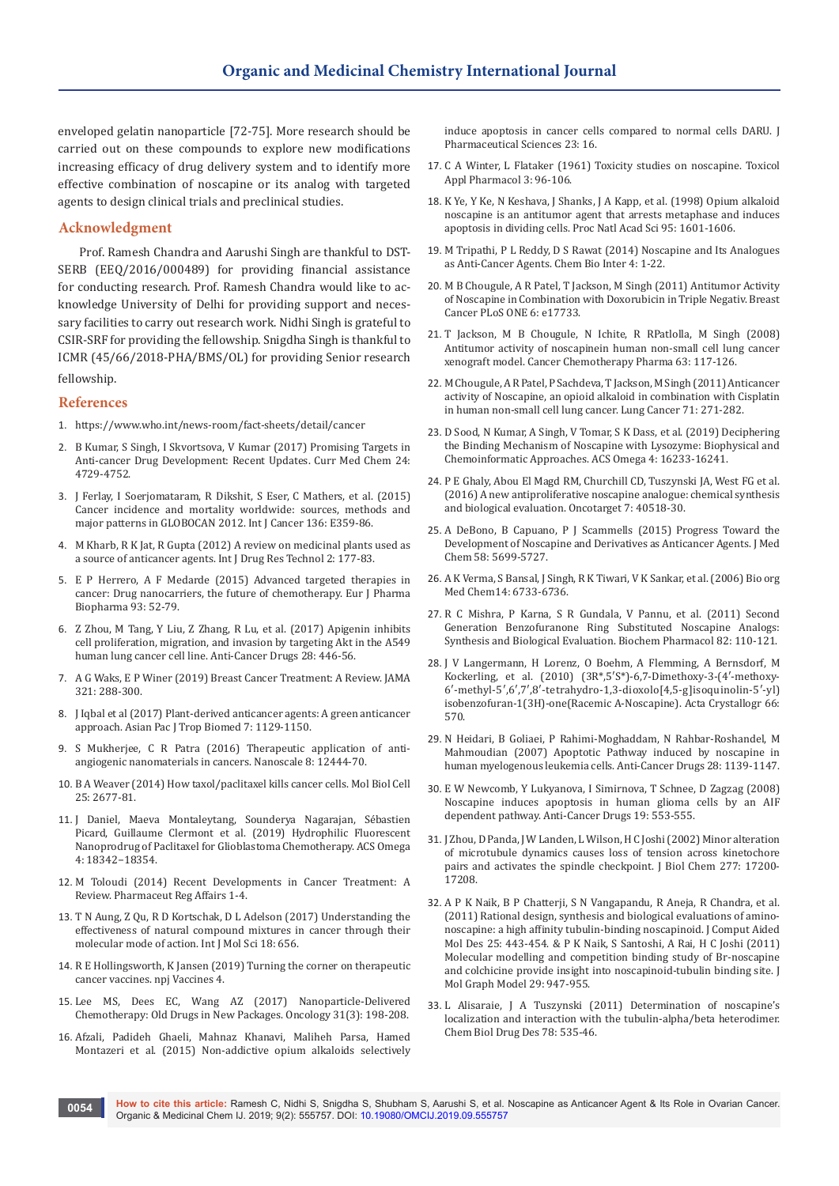enveloped gelatin nanoparticle [72-75]. More research should be carried out on these compounds to explore new modifications increasing efficacy of drug delivery system and to identify more effective combination of noscapine or its analog with targeted agents to design clinical trials and preclinical studies.

## Acknowledgment

Prof. Ramesh Chandra and Aarushi Singh are thankful to DST-SERB (EEQ/2016/000489) for providing financial assistance for conducting research. Prof. Ramesh Chandra would like to acknowledge University of Delhi for providing support and necessary facilities to carry out research work. Nidhi Singh is grateful to CSIR-SRF for providing the fellowship. Snigdha Singh is thankful to ICMR (45/66/2018-PHA/BMS/OL) for providing Senior research fellowship.

## References

1. https://www.who.int/news-room/fact-sheets/detail/cancer
2. B Kumar, S Singh, I Skvortsova, V Kumar (2017) Promising Targets in Anti-cancer Drug Development: Recent Updates. Curr Med Chem 24: 4729-4752.
3. J Ferlay, I Soerjomataram, R Dikshit, S Eser, C Mathers, et al. (2015) Cancer incidence and mortality worldwide: sources, methods and major patterns in GLOBOCAN 2012. Int J Cancer 136: E359-86.
4. M Kharb, R K Jat, R Gupta (2012) A review on medicinal plants used as a source of anticancer agents. Int J Drug Res Technol 2: 177-83.
5. E P Herrero, A F Medarde (2015) Advanced targeted therapies in cancer: Drug nanocarriers, the future of chemotherapy. Eur J Pharma Biopharma 93: 52-79.
6. Z Zhou, M Tang, Y Liu, Z Zhang, R Lu, et al. (2017) Apigenin inhibits cell proliferation, migration, and invasion by targeting Akt in the A549 human lung cancer cell line. Anti-Cancer Drugs 28: 446-56.
7. A G Waks, E P Winer (2019) Breast Cancer Treatment: A Review. JAMA 321: 288-300.
8. J Iqbal et al (2017) Plant-derived anticancer agents: A green anticancer approach. Asian Pac J Trop Biomed 7: 1129-1150.
9. S Mukherjee, C R Patra (2016) Therapeutic application of anti-angiogenic nanomaterials in cancers. Nanoscale 8: 12444-70.
10. B A Weaver (2014) How taxol/paclitaxel kills cancer cells. Mol Biol Cell 25: 2677-81.
11. J Daniel, Maeva Montaleytang, Sounderya Nagarajan, Sébastien Picard, Guillaume Clermont et al. (2019) Hydrophilic Fluorescent Nanoprodrug of Paclitaxel for Glioblastoma Chemotherapy. ACS Omega 4: 18342–18354.
12. M Toloudi (2014) Recent Developments in Cancer Treatment: A Review. Pharmaceut Reg Affairs 1-4.
13. T N Aung, Z Qu, R D Kortschak, D L Adelson (2017) Understanding the effectiveness of natural compound mixtures in cancer through their molecular mode of action. Int J Mol Sci 18: 656.
14. R E Hollingsworth, K Jansen (2019) Turning the corner on therapeutic cancer vaccines. npj Vaccines 4.
15. Lee MS, Dees EC, Wang AZ (2017) Nanoparticle-Delivered Chemotherapy: Old Drugs in New Packages. Oncology 31(3): 198-208.
16. Afzali, Padideh Ghaeli, Mahnaz Khanavi, Maliheh Parsa, Hamed Montazeri et al. (2015) Non-addictive opium alkaloids selectively induce apoptosis in cancer cells compared to normal cells DARU. J Pharmaceutical Sciences 23: 16.
17. C A Winter, L Flataker (1961) Toxicity studies on noscapine. Toxicol Appl Pharmacol 3: 96-106.
18. K Ye, Y Ke, N Keshava, J Shanks, J A Kapp, et al. (1998) Opium alkaloid noscapine is an antitumor agent that arrests metaphase and induces apoptosis in dividing cells. Proc Natl Acad Sci 95: 1601-1606.
19. M Tripathi, P L Reddy, D S Rawat (2014) Noscapine and Its Analogues as Anti-Cancer Agents. Chem Bio Inter 4: 1-22.
20. M B Chougule, A R Patel, T Jackson, M Singh (2011) Antitumor Activity of Noscapine in Combination with Doxorubicin in Triple Negativ. Breast Cancer PLoS ONE 6: e17733.
21. T Jackson, M B Chougule, N Ichite, R RPatlolla, M Singh (2008) Antitumor activity of noscapinein human non-small cell lung cancer xenograft model. Cancer Chemotherapy Pharma 63: 117-126.
22. M Chougule, A R Patel, P Sachdeva, T Jackson, M Singh (2011) Anticancer activity of Noscapine, an opioid alkaloid in combination with Cisplatin in human non-small cell lung cancer. Lung Cancer 71: 271-282.
23. D Sood, N Kumar, A Singh, V Tomar, S K Dass, et al. (2019) Deciphering the Binding Mechanism of Noscapine with Lysozyme: Biophysical and Chemoinformatic Approaches. ACS Omega 4: 16233-16241.
24. P E Ghaly, Abou El Magd RM, Churchill CD, Tuszynski JA, West FG et al. (2016) A new antiproliferative noscapine analogue: chemical synthesis and biological evaluation. Oncotarget 7: 40518-30.
25. A DeBono, B Capuano, P J Scammells (2015) Progress Toward the Development of Noscapine and Derivatives as Anticancer Agents. J Med Chem 58: 5699-5727.
26. A K Verma, S Bansal, J Singh, R K Tiwari, V K Sankar, et al. (2006) Bio org Med Chem14: 6733-6736.
27. R C Mishra, P Karna, S R Gundala, V Pannu, et al. (2011) Second Generation Benzofuranone Ring Substituted Noscapine Analogs: Synthesis and Biological Evaluation. Biochem Pharmacol 82: 110-121.
28. J V Langermann, H Lorenz, O Boehm, A Flemming, A Bernsdorf, M Kockerling, et al. (2010) (3R*,5′S*)-6,7-Dimethoxy-3-(4′-methoxy-6′-methyl-5′,6′,7′,8′-tetrahydro-1,3-dioxolo[4,5-g]isoquinolin-5′-yl) isobenzofuran-1(3H)-one(Racemic A-Noscapine). Acta Crystallogr 66: 570.
29. N Heidari, B Goliaei, P Rahimi-Moghaddam, N Rahbar-Roshandel, M Mahmoudian (2007) Apoptotic Pathway induced by noscapine in human myelogenous leukemia cells. Anti-Cancer Drugs 28: 1139-1147.
30. E W Newcomb, Y Lukyanova, I Simirnova, T Schnee, D Zagzag (2008) Noscapine induces apoptosis in human glioma cells by an AIF dependent pathway. Anti-Cancer Drugs 19: 553-555.
31. J Zhou, D Panda, J W Landen, L Wilson, H C Joshi (2002) Minor alteration of microtubule dynamics causes loss of tension across kinetochore pairs and activates the spindle checkpoint. J Biol Chem 277: 17200-17208.
32. A P K Naik, B P Chatterji, S N Vangapandu, R Aneja, R Chandra, et al. (2011) Rational design, synthesis and biological evaluations of amino-noscapine: a high affinity tubulin-binding noscapinoid. J Comput Aided Mol Des 25: 443-454. & P K Naik, S Santoshi, A Rai, H C Joshi (2011) Molecular modelling and competition binding study of Br-noscapine and colchicine provide insight into noscapinoid-tubulin binding site. J Mol Graph Model 29: 947-955.
33. L Alisaraie, J A Tuszynski (2011) Determination of noscapine's localization and interaction with the tubulin-alpha/beta heterodimer. Chem Biol Drug Des 78: 535-46.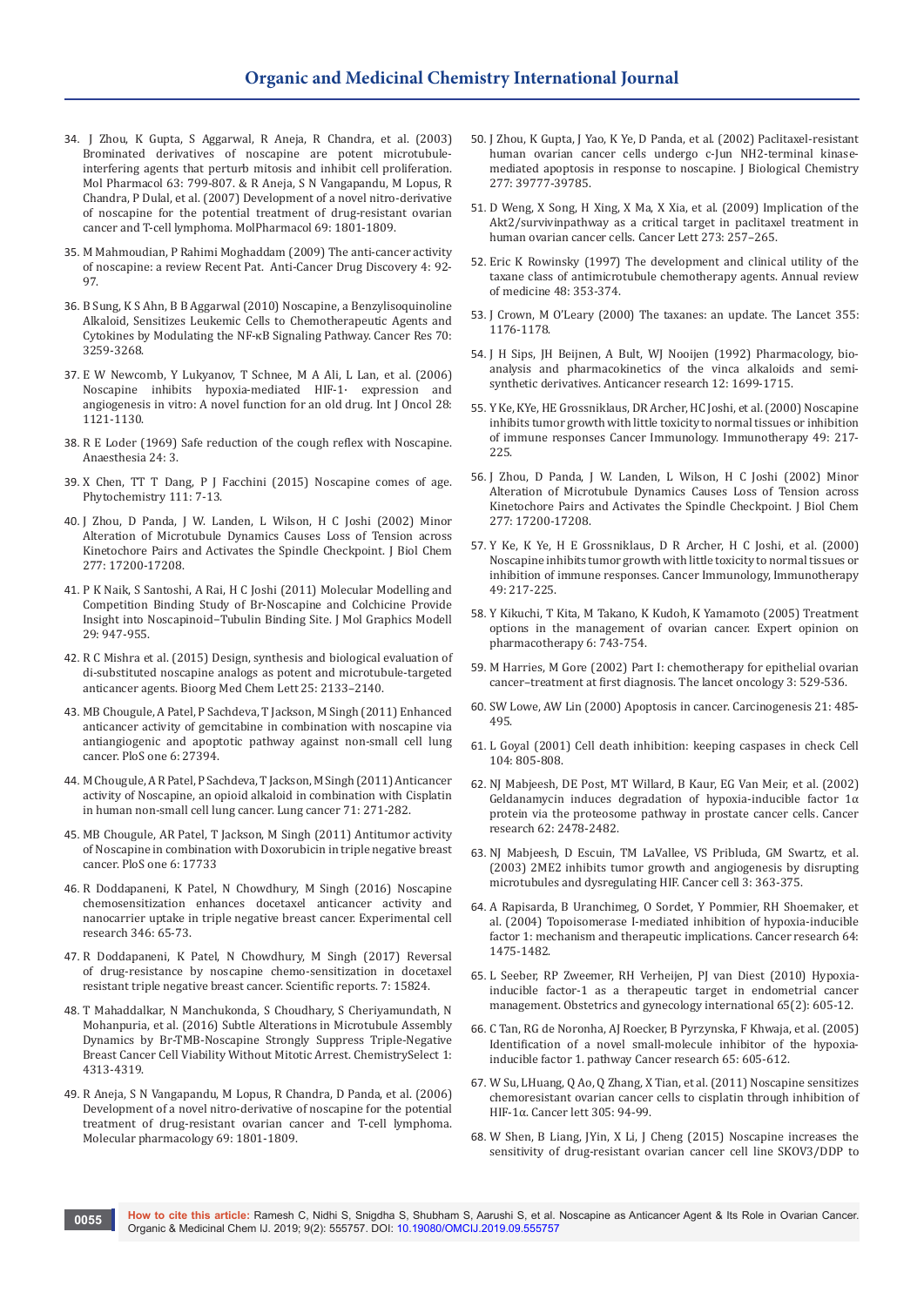34. J Zhou, K Gupta, S Aggarwal, R Aneja, R Chandra, et al. (2003) Brominated derivatives of noscapine are potent microtubule-interfering agents that perturb mitosis and inhibit cell proliferation. Mol Pharmacol 63: 799-807. & R Aneja, S N Vangapandu, M Lopus, R Chandra, P Dulal, et al. (2007) Development of a novel nitro-derivative of noscapine for the potential treatment of drug-resistant ovarian cancer and T-cell lymphoma. MolPharmacol 69: 1801-1809.

35. M Mahmoudian, P Rahimi Moghaddam (2009) The anti-cancer activity of noscapine: a review Recent Pat. Anti-Cancer Drug Discovery 4: 92-97.

36. B Sung, K S Ahn, B B Aggarwal (2010) Noscapine, a Benzylisoquinoline Alkaloid, Sensitizes Leukemic Cells to Chemotherapeutic Agents and Cytokines by Modulating the NF-κB Signaling Pathway. Cancer Res 70: 3259-3268.

37. E W Newcomb, Y Lukyanov, T Schnee, M A Ali, L Lan, et al. (2006) Noscapine inhibits hypoxia-mediated HIF-1· expression and angiogenesis in vitro: A novel function for an old drug. Int J Oncol 28: 1121-1130.

38. R E Loder (1969) Safe reduction of the cough reflex with Noscapine. Anaesthesia 24: 3.

39. X Chen, TT T Dang, P J Facchini (2015) Noscapine comes of age. Phytochemistry 111: 7-13.

40. J Zhou, D Panda, J W. Landen, L Wilson, H C Joshi (2002) Minor Alteration of Microtubule Dynamics Causes Loss of Tension across Kinetochore Pairs and Activates the Spindle Checkpoint. J Biol Chem 277: 17200-17208.

41. P K Naik, S Santoshi, A Rai, H C Joshi (2011) Molecular Modelling and Competition Binding Study of Br-Noscapine and Colchicine Provide Insight into Noscapinoid–Tubulin Binding Site. J Mol Graphics Modell 29: 947-955.

42. R C Mishra et al. (2015) Design, synthesis and biological evaluation of di-substituted noscapine analogs as potent and microtubule-targeted anticancer agents. Bioorg Med Chem Lett 25: 2133–2140.

43. MB Chougule, A Patel, P Sachdeva, T Jackson, M Singh (2011) Enhanced anticancer activity of gemcitabine in combination with noscapine via antiangiogenic and apoptotic pathway against non-small cell lung cancer. PloS one 6: 27394.

44. M Chougule, A R Patel, P Sachdeva, T Jackson, M Singh (2011) Anticancer activity of Noscapine, an opioid alkaloid in combination with Cisplatin in human non-small cell lung cancer. Lung cancer 71: 271-282.

45. MB Chougule, AR Patel, T Jackson, M Singh (2011) Antitumor activity of Noscapine in combination with Doxorubicin in triple negative breast cancer. PloS one 6: 17733

46. R Doddapaneni, K Patel, N Chowdhury, M Singh (2016) Noscapine chemosensitization enhances docetaxel anticancer activity and nanocarrier uptake in triple negative breast cancer. Experimental cell research 346: 65-73.

47. R Doddapaneni, K Patel, N Chowdhury, M Singh (2017) Reversal of drug-resistance by noscapine chemo-sensitization in docetaxel resistant triple negative breast cancer. Scientific reports. 7: 15824.

48. T Mahaddalkar, N Manchukonda, S Choudhary, S Cheriyamundath, N Mohanpuria, et al. (2016) Subtle Alterations in Microtubule Assembly Dynamics by Br-TMB-Noscapine Strongly Suppress Triple-Negative Breast Cancer Cell Viability Without Mitotic Arrest. ChemistrySelect 1: 4313-4319.

49. R Aneja, S N Vangapandu, M Lopus, R Chandra, D Panda, et al. (2006) Development of a novel nitro-derivative of noscapine for the potential treatment of drug-resistant ovarian cancer and T-cell lymphoma. Molecular pharmacology 69: 1801-1809.

50. J Zhou, K Gupta, J Yao, K Ye, D Panda, et al. (2002) Paclitaxel-resistant human ovarian cancer cells undergo c-Jun NH2-terminal kinase-mediated apoptosis in response to noscapine. J Biological Chemistry 277: 39777-39785.

51. D Weng, X Song, H Xing, X Ma, X Xia, et al. (2009) Implication of the Akt2/survivinpathway as a critical target in paclitaxel treatment in human ovarian cancer cells. Cancer Lett 273: 257–265.

52. Eric K Rowinsky (1997) The development and clinical utility of the taxane class of antimicrotubule chemotherapy agents. Annual review of medicine 48: 353-374.

53. J Crown, M O'Leary (2000) The taxanes: an update. The Lancet 355: 1176-1178.

54. J H Sips, JH Beijnen, A Bult, WJ Nooijen (1992) Pharmacology, bio-analysis and pharmacokinetics of the vinca alkaloids and semi-synthetic derivatives. Anticancer research 12: 1699-1715.

55. Y Ke, KYe, HE Grossniklaus, DR Archer, HC Joshi, et al. (2000) Noscapine inhibits tumor growth with little toxicity to normal tissues or inhibition of immune responses Cancer Immunology. Immunotherapy 49: 217-225.

56. J Zhou, D Panda, J W. Landen, L Wilson, H C Joshi (2002) Minor Alteration of Microtubule Dynamics Causes Loss of Tension across Kinetochore Pairs and Activates the Spindle Checkpoint. J Biol Chem 277: 17200-17208.

57. Y Ke, K Ye, H E Grossniklaus, D R Archer, H C Joshi, et al. (2000) Noscapine inhibits tumor growth with little toxicity to normal tissues or inhibition of immune responses. Cancer Immunology, Immunotherapy 49: 217-225.

58. Y Kikuchi, T Kita, M Takano, K Kudoh, K Yamamoto (2005) Treatment options in the management of ovarian cancer. Expert opinion on pharmacotherapy 6: 743-754.

59. M Harries, M Gore (2002) Part I: chemotherapy for epithelial ovarian cancer–treatment at first diagnosis. The lancet oncology 3: 529-536.

60. SW Lowe, AW Lin (2000) Apoptosis in cancer. Carcinogenesis 21: 485-495.

61. L Goyal (2001) Cell death inhibition: keeping caspases in check Cell 104: 805-808.

62. NJ Mabjeesh, DE Post, MT Willard, B Kaur, EG Van Meir, et al. (2002) Geldanamycin induces degradation of hypoxia-inducible factor 1α protein via the proteosome pathway in prostate cancer cells. Cancer research 62: 2478-2482.

63. NJ Mabjeesh, D Escuin, TM LaVallee, VS Pribluda, GM Swartz, et al. (2003) 2ME2 inhibits tumor growth and angiogenesis by disrupting microtubules and dysregulating HIF. Cancer cell 3: 363-375.

64. A Rapisarda, B Uranchimeg, O Sordet, Y Pommier, RH Shoemaker, et al. (2004) Topoisomerase I-mediated inhibition of hypoxia-inducible factor 1: mechanism and therapeutic implications. Cancer research 64: 1475-1482.

65. L Seeber, RP Zweemer, RH Verheijen, PJ van Diest (2010) Hypoxia-inducible factor-1 as a therapeutic target in endometrial cancer management. Obstetrics and gynecology international 65(2): 605-12.

66. C Tan, RG de Noronha, AJ Roecker, B Pyrzynska, F Khwaja, et al. (2005) Identification of a novel small-molecule inhibitor of the hypoxia-inducible factor 1. pathway Cancer research 65: 605-612.

67. W Su, LHuang, Q Ao, Q Zhang, X Tian, et al. (2011) Noscapine sensitizes chemoresistant ovarian cancer cells to cisplatin through inhibition of HIF-1α. Cancer lett 305: 94-99.

68. W Shen, B Liang, JYin, X Li, J Cheng (2015) Noscapine increases the sensitivity of drug-resistant ovarian cancer cell line SKOV3/DDP to

**How to cite this article:** Ramesh C, Nidhi S, Snigdha S, Shubham S, Aarushi S, et al. Noscapine as Anticancer Agent & Its Role in Ovarian Cancer. Organic & Medicinal Chem IJ. 2019; 9(2): 555757. DOI: 10.19080/OMCIJ.2019.09.555757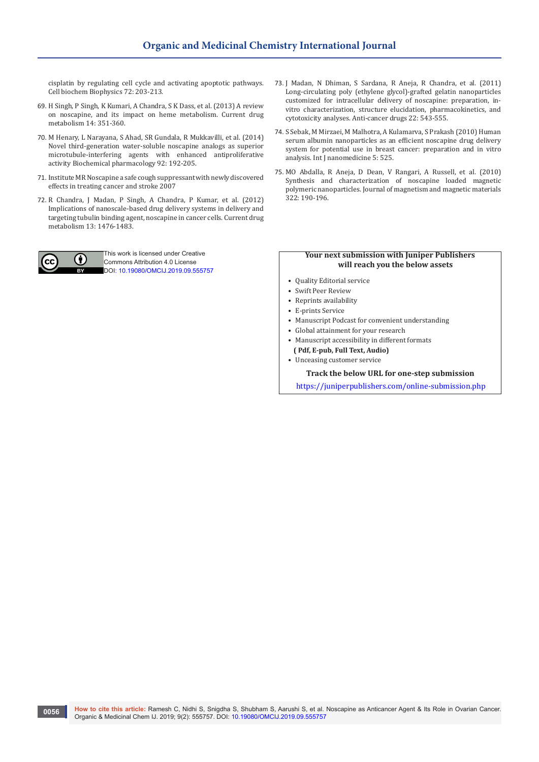cisplatin by regulating cell cycle and activating apoptotic pathways. Cell biochem Biophysics 72: 203-213.

69. H Singh, P Singh, K Kumari, A Chandra, S K Dass, et al. (2013) A review on noscapine, and its impact on heme metabolism. Current drug metabolism 14: 351-360.

70. M Henary, L Narayana, S Ahad, SR Gundala, R Mukkavilli, et al. (2014) Novel third-generation water-soluble noscapine analogs as superior microtubule-interfering agents with enhanced antiproliferative activity Biochemical pharmacology 92: 192-205.

71. Institute MR Noscapine a safe cough suppressant with newly discovered effects in treating cancer and stroke 2007

72. R Chandra, J Madan, P Singh, A Chandra, P Kumar, et al. (2012) Implications of nanoscale-based drug delivery systems in delivery and targeting tubulin binding agent, noscapine in cancer cells. Current drug metabolism 13: 1476-1483.

73. J Madan, N Dhiman, S Sardana, R Aneja, R Chandra, et al. (2011) Long-circulating poly (ethylene glycol)-grafted gelatin nanoparticles customized for intracellular delivery of noscapine: preparation, in-vitro characterization, structure elucidation, pharmacokinetics, and cytotoxicity analyses. Anti-cancer drugs 22: 543-555.

74. S Sebak, M Mirzaei, M Malhotra, A Kulamarva, S Prakash (2010) Human serum albumin nanoparticles as an efficient noscapine drug delivery system for potential use in breast cancer: preparation and in vitro analysis. Int J nanomedicine 5: 525.

75. MO Abdalla, R Aneja, D Dean, V Rangari, A Russell, et al. (2010) Synthesis and characterization of noscapine loaded magnetic polymeric nanoparticles. Journal of magnetism and magnetic materials 322: 190-196.

This work is licensed under Creative Commons Attribution 4.0 License
DOI: 10.19080/OMCIJ.2019.09.555757

**Your next submission with Juniper Publishers will reach you the below assets**

- Quality Editorial service
- Swift Peer Review
- Reprints availability
- E-prints Service
- Manuscript Podcast for convenient understanding
- Global attainment for your research
- Manuscript accessibility in different formats
  **( Pdf, E-pub, Full Text, Audio)**
- Unceasing customer service

**Track the below URL for one-step submission**

https://juniperpublishers.com/online-submission.php